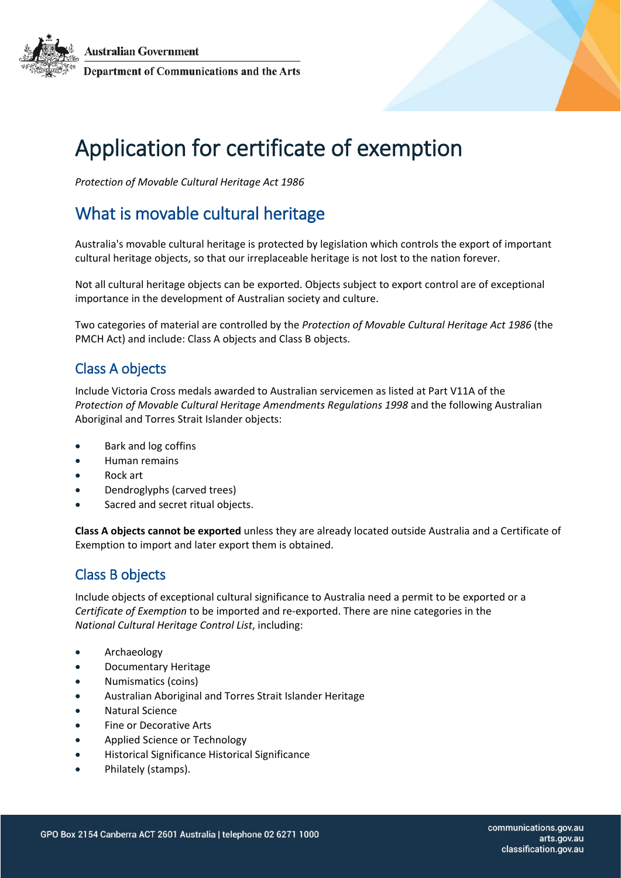Australian Government

Department of Communications and the Arts

# Application for certificate of exemption

*Protection of Movable Cultural Heritage Act 1986*

## What is movable cultural heritage

Australia's movable cultural heritage is protected by legislation which controls the export of important cultural heritage objects, so that our irreplaceable heritage is not lost to the nation forever.

Not all cultural heritage objects can be exported. Objects subject to export control are of exceptional importance in the development of Australian society and culture.

Two categories of material are controlled by the *Protection of Movable Cultural Heritage Act 1986* (the PMCH Act) and include: Class A objects and Class B objects.

### Class A objects

Include Victoria Cross medals awarded to Australian servicemen as listed at Part V11A of the *Protection of Movable Cultural Heritage Amendments Regulations 1998* and the following Australian Aboriginal and Torres Strait Islander objects:

- Bark and log coffins
- Human remains
- Rock art
- Dendroglyphs (carved trees)
- Sacred and secret ritual objects.

**Class A objects cannot be exported** unless they are already located outside Australia and a Certificate of Exemption to import and later export them is obtained.

### Class B objects

Include objects of exceptional cultural significance to Australia need a permit to be exported or a *Certificate of Exemption* to be imported and re-exported. There are nine categories in the *National Cultural Heritage Control List*, including:

- Archaeology
- Documentary Heritage
- Numismatics (coins)
- Australian Aboriginal and Torres Strait Islander Heritage
- Natural Science
- Fine or Decorative Arts
- Applied Science or Technology
- Historical Significance Historical Significance
- Philately (stamps).

GPO Box 2154 Canberra ACT 2601 Australia | telephone 02 6271 1000

communications.gov.au
arts.gov.au
classification.gov.au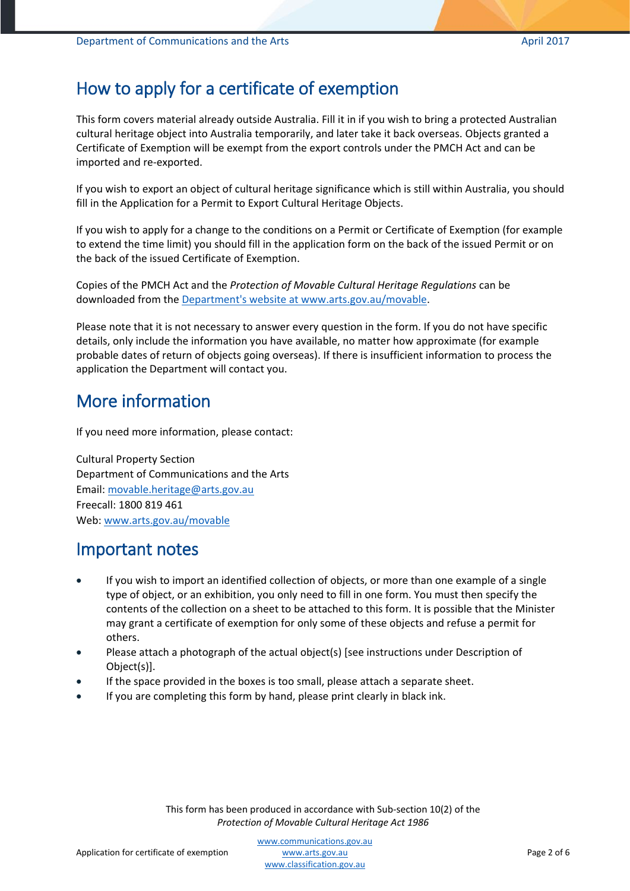# How to apply for a certificate of exemption

This form covers material already outside Australia. Fill it in if you wish to bring a protected Australian cultural heritage object into Australia temporarily, and later take it back overseas. Objects granted a Certificate of Exemption will be exempt from the export controls under the PMCH Act and can be imported and re-exported.

If you wish to export an object of cultural heritage significance which is still within Australia, you should fill in the Application for a Permit to Export Cultural Heritage Objects.

If you wish to apply for a change to the conditions on a Permit or Certificate of Exemption (for example to extend the time limit) you should fill in the application form on the back of the issued Permit or on the back of the issued Certificate of Exemption.

Copies of the PMCH Act and the *Protection of Movable Cultural Heritage Regulations* can be downloaded from the [Department's website at www.arts.gov.au/movable](http://www.arts.gov.au/movable).

Please note that it is not necessary to answer every question in the form. If you do not have specific details, only include the information you have available, no matter how approximate (for example probable dates of return of objects going overseas). If there is insufficient information to process the application the Department will contact you.

# More information

If you need more information, please contact:

Cultural Property Section
Department of Communications and the Arts
Email: [movable.heritage@arts.gov.au](mailto:movable.heritage@arts.gov.au)
Freecall: 1800 819 461
Web: [www.arts.gov.au/movable](http://www.arts.gov.au/movable)

# Important notes

- If you wish to import an identified collection of objects, or more than one example of a single type of object, or an exhibition, you only need to fill in one form. You must then specify the contents of the collection on a sheet to be attached to this form. It is possible that the Minister may grant a certificate of exemption for only some of these objects and refuse a permit for others.
- Please attach a photograph of the actual object(s) [see instructions under Description of Object(s)].
- If the space provided in the boxes is too small, please attach a separate sheet.
- If you are completing this form by hand, please print clearly in black ink.

This form has been produced in accordance with Sub-section 10(2) of the *Protection of Movable Cultural Heritage Act 1986*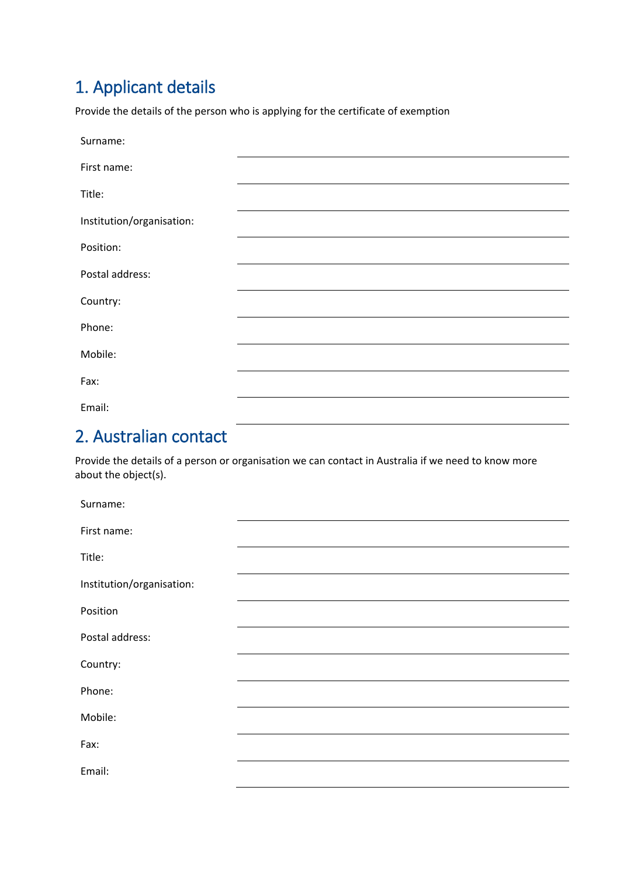## 1. Applicant details

Provide the details of the person who is applying for the certificate of exemption

Surname: \_\_\_\_\_\_\_\_\_\_\_\_\_\_\_\_\_\_\_\_\_\_\_\_\_\_\_\_\_\_

First name: \_\_\_\_\_\_\_\_\_\_\_\_\_\_\_\_\_\_\_\_\_\_\_\_\_\_\_\_\_\_

Title: \_\_\_\_\_\_\_\_\_\_\_\_\_\_\_\_\_\_\_\_\_\_\_\_\_\_\_\_\_\_

Institution/organisation: \_\_\_\_\_\_\_\_\_\_\_\_\_\_\_\_\_\_\_\_\_\_\_\_\_\_\_\_\_\_

Position: \_\_\_\_\_\_\_\_\_\_\_\_\_\_\_\_\_\_\_\_\_\_\_\_\_\_\_\_\_\_

Postal address: \_\_\_\_\_\_\_\_\_\_\_\_\_\_\_\_\_\_\_\_\_\_\_\_\_\_\_\_\_\_

Country: \_\_\_\_\_\_\_\_\_\_\_\_\_\_\_\_\_\_\_\_\_\_\_\_\_\_\_\_\_\_

Phone: \_\_\_\_\_\_\_\_\_\_\_\_\_\_\_\_\_\_\_\_\_\_\_\_\_\_\_\_\_\_

Mobile: \_\_\_\_\_\_\_\_\_\_\_\_\_\_\_\_\_\_\_\_\_\_\_\_\_\_\_\_\_\_

Fax: \_\_\_\_\_\_\_\_\_\_\_\_\_\_\_\_\_\_\_\_\_\_\_\_\_\_\_\_\_\_

Email: \_\_\_\_\_\_\_\_\_\_\_\_\_\_\_\_\_\_\_\_\_\_\_\_\_\_\_\_\_\_

## 2. Australian contact

Provide the details of a person or organisation we can contact in Australia if we need to know more about the object(s).

Surname: \_\_\_\_\_\_\_\_\_\_\_\_\_\_\_\_\_\_\_\_\_\_\_\_\_\_\_\_\_\_

First name: \_\_\_\_\_\_\_\_\_\_\_\_\_\_\_\_\_\_\_\_\_\_\_\_\_\_\_\_\_\_

Title: \_\_\_\_\_\_\_\_\_\_\_\_\_\_\_\_\_\_\_\_\_\_\_\_\_\_\_\_\_\_

Institution/organisation: \_\_\_\_\_\_\_\_\_\_\_\_\_\_\_\_\_\_\_\_\_\_\_\_\_\_\_\_\_\_

Position \_\_\_\_\_\_\_\_\_\_\_\_\_\_\_\_\_\_\_\_\_\_\_\_\_\_\_\_\_\_

Postal address: \_\_\_\_\_\_\_\_\_\_\_\_\_\_\_\_\_\_\_\_\_\_\_\_\_\_\_\_\_\_

Country: \_\_\_\_\_\_\_\_\_\_\_\_\_\_\_\_\_\_\_\_\_\_\_\_\_\_\_\_\_\_

Phone: \_\_\_\_\_\_\_\_\_\_\_\_\_\_\_\_\_\_\_\_\_\_\_\_\_\_\_\_\_\_

Mobile: \_\_\_\_\_\_\_\_\_\_\_\_\_\_\_\_\_\_\_\_\_\_\_\_\_\_\_\_\_\_

Fax: \_\_\_\_\_\_\_\_\_\_\_\_\_\_\_\_\_\_\_\_\_\_\_\_\_\_\_\_\_\_

Email: \_\_\_\_\_\_\_\_\_\_\_\_\_\_\_\_\_\_\_\_\_\_\_\_\_\_\_\_\_\_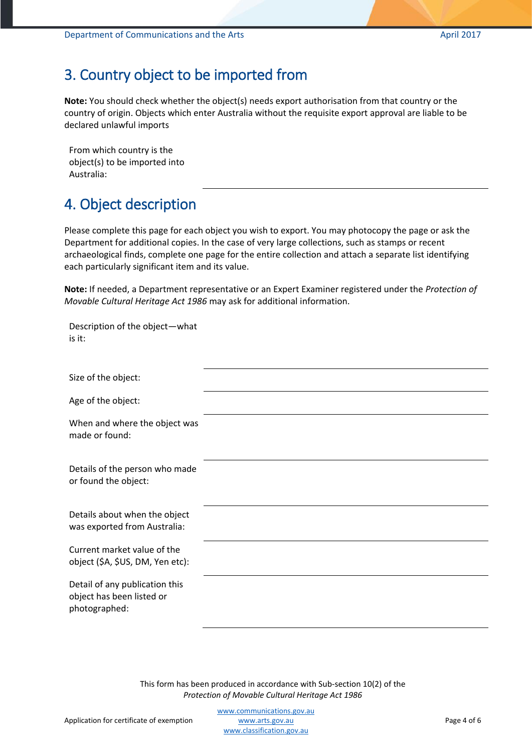## 3. Country object to be imported from

**Note:** You should check whether the object(s) needs export authorisation from that country or the country of origin. Objects which enter Australia without the requisite export approval are liable to be declared unlawful imports

From which country is the object(s) to be imported into Australia: \_\_\_\_\_\_\_\_\_\_\_\_\_\_\_\_\_\_\_\_

## 4. Object description

Please complete this page for each object you wish to export. You may photocopy the page or ask the Department for additional copies. In the case of very large collections, such as stamps or recent archaeological finds, complete one page for the entire collection and attach a separate list identifying each particularly significant item and its value.

**Note:** If needed, a Department representative or an Expert Examiner registered under the *Protection of Movable Cultural Heritage Act 1986* may ask for additional information.

| | |
|---|---|
| Description of the object—what is it: | |
| Size of the object: | |
| Age of the object: | |
| When and where the object was made or found: | |
| Details of the person who made or found the object: | |
| Details about when the object was exported from Australia: | |
| Current market value of the object ($A, $US, DM, Yen etc): | |
| Detail of any publication this object has been listed or photographed: | |

This form has been produced in accordance with Sub-section 10(2) of the *Protection of Movable Cultural Heritage Act 1986*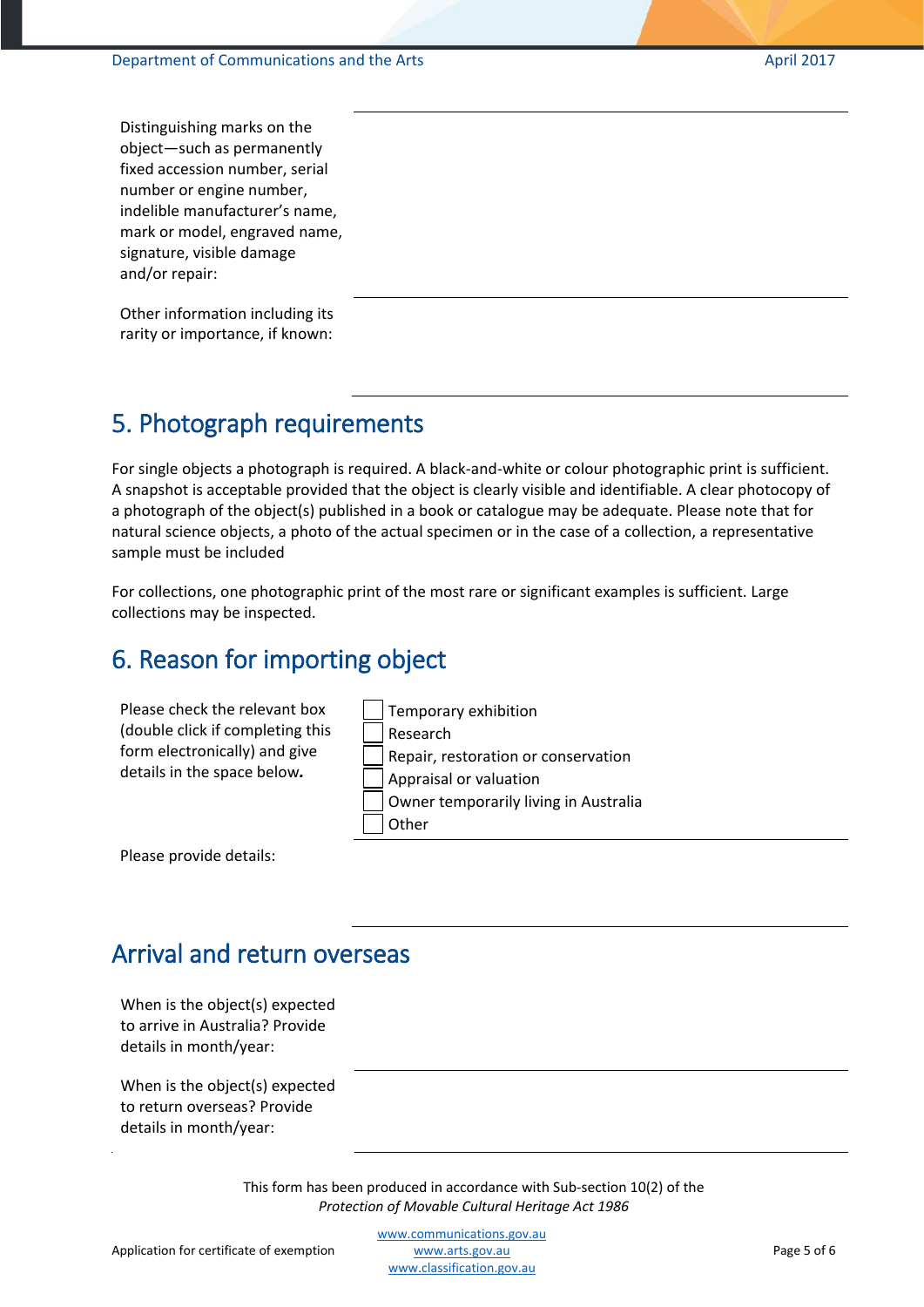Distinguishing marks on the object—such as permanently fixed accession number, serial number or engine number, indelible manufacturer's name, mark or model, engraved name, signature, visible damage and/or repair:

Other information including its rarity or importance, if known:

## 5. Photograph requirements

For single objects a photograph is required. A black-and-white or colour photographic print is sufficient. A snapshot is acceptable provided that the object is clearly visible and identifiable. A clear photocopy of a photograph of the object(s) published in a book or catalogue may be adequate. Please note that for natural science objects, a photo of the actual specimen or in the case of a collection, a representative sample must be included

For collections, one photographic print of the most rare or significant examples is sufficient. Large collections may be inspected.

## 6. Reason for importing object

Please check the relevant box (double click if completing this form electronically) and give details in the space below**.**

- ☐ Temporary exhibition
- ☐ Research
- ☐ Repair, restoration or conservation
- ☐ Appraisal or valuation
- ☐ Owner temporarily living in Australia
- ☐ Other

Please provide details:

## Arrival and return overseas

When is the object(s) expected to arrive in Australia? Provide details in month/year:

When is the object(s) expected to return overseas? Provide details in month/year:

This form has been produced in accordance with Sub-section 10(2) of the *Protection of Movable Cultural Heritage Act 1986*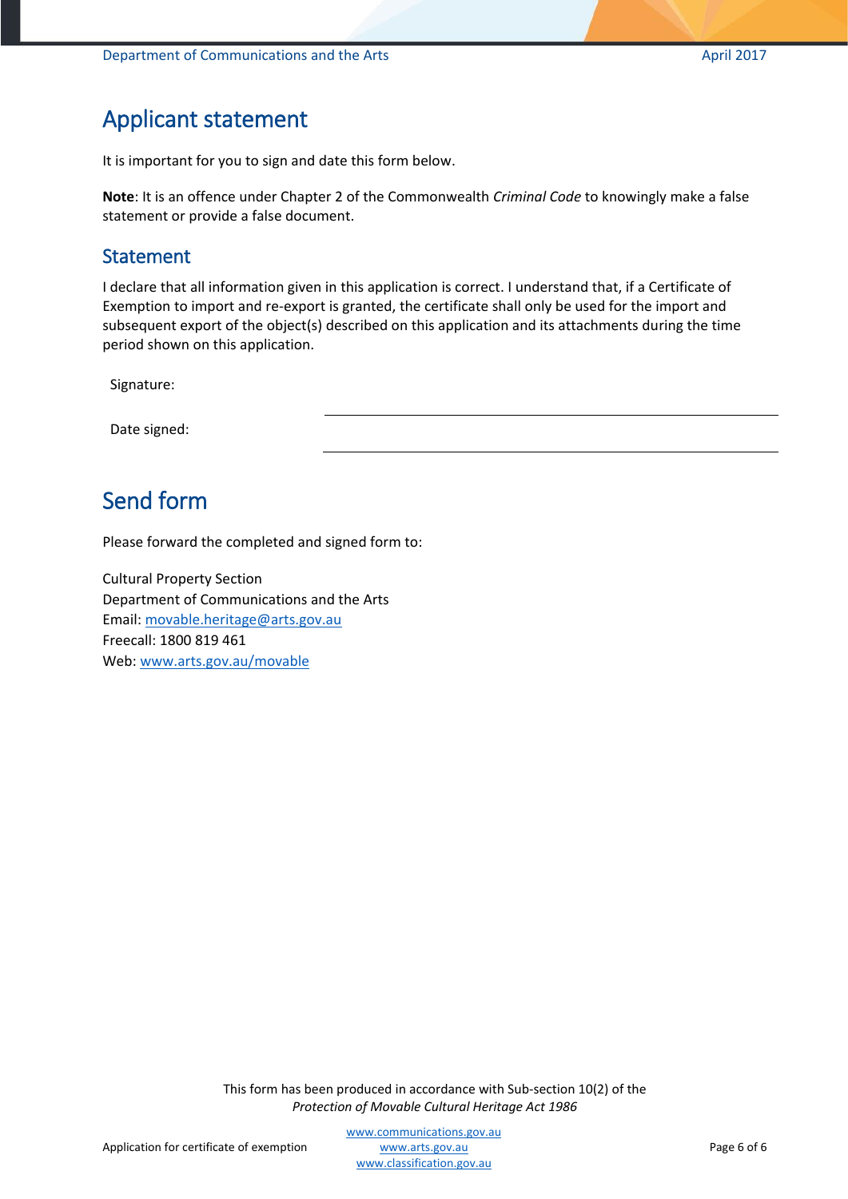# Applicant statement

It is important for you to sign and date this form below.

**Note**: It is an offence under Chapter 2 of the Commonwealth *Criminal Code* to knowingly make a false statement or provide a false document.

## Statement

I declare that all information given in this application is correct. I understand that, if a Certificate of Exemption to import and re-export is granted, the certificate shall only be used for the import and subsequent export of the object(s) described on this application and its attachments during the time period shown on this application.

Signature: ______________________________

Date signed: ______________________________

# Send form

Please forward the completed and signed form to:

Cultural Property Section
Department of Communications and the Arts
Email: movable.heritage@arts.gov.au
Freecall: 1800 819 461
Web: www.arts.gov.au/movable

This form has been produced in accordance with Sub-section 10(2) of the *Protection of Movable Cultural Heritage Act 1986*